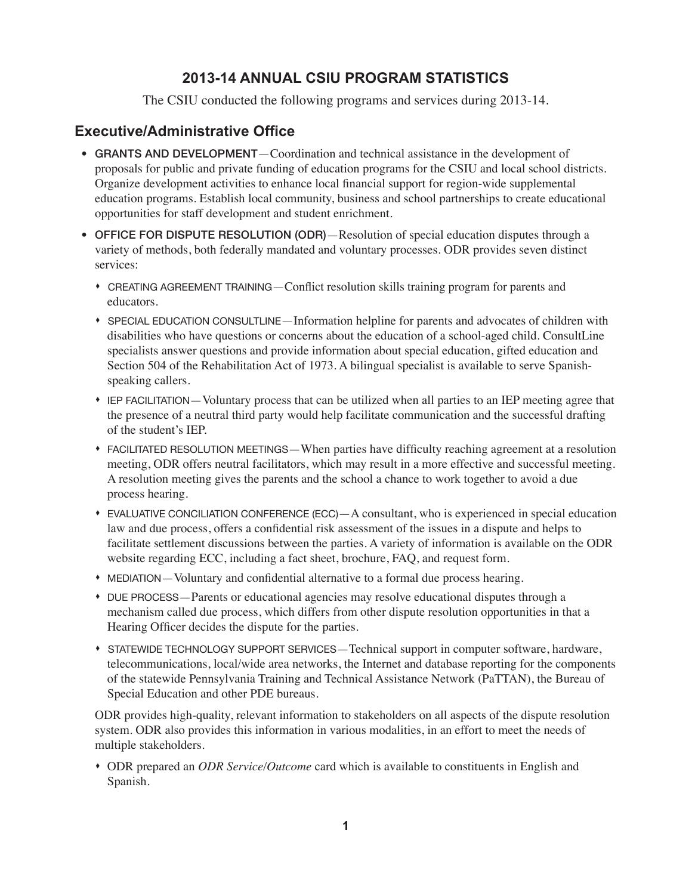## 2013-14 ANNUAL CSIU PROGRAM STATISTICS

The CSIU conducted the following programs and services during 2013-14.

### Executive/Administrative Office

- GRANTS AND DEVELOPMENT—Coordination and technical assistance in the development of proposals for public and private funding of education programs for the CSIU and local school districts. Organize development activities to enhance local financial support for region-wide supplemental education programs. Establish local community, business and school partnerships to create educational opportunities for staff development and student enrichment.
- OFFICE FOR DISPUTE RESOLUTION (ODR)—Resolution of special education disputes through a variety of methods, both federally mandated and voluntary processes. ODR provides seven distinct services:
  - CREATING AGREEMENT TRAINING—Conflict resolution skills training program for parents and educators.
  - SPECIAL EDUCATION CONSULTLINE—Information helpline for parents and advocates of children with disabilities who have questions or concerns about the education of a school-aged child. ConsultLine specialists answer questions and provide information about special education, gifted education and Section 504 of the Rehabilitation Act of 1973. A bilingual specialist is available to serve Spanish-speaking callers.
  - IEP FACILITATION—Voluntary process that can be utilized when all parties to an IEP meeting agree that the presence of a neutral third party would help facilitate communication and the successful drafting of the student's IEP.
  - FACILITATED RESOLUTION MEETINGS—When parties have difficulty reaching agreement at a resolution meeting, ODR offers neutral facilitators, which may result in a more effective and successful meeting. A resolution meeting gives the parents and the school a chance to work together to avoid a due process hearing.
  - EVALUATIVE CONCILIATION CONFERENCE (ECC)—A consultant, who is experienced in special education law and due process, offers a confidential risk assessment of the issues in a dispute and helps to facilitate settlement discussions between the parties. A variety of information is available on the ODR website regarding ECC, including a fact sheet, brochure, FAQ, and request form.
  - MEDIATION—Voluntary and confidential alternative to a formal due process hearing.
  - DUE PROCESS—Parents or educational agencies may resolve educational disputes through a mechanism called due process, which differs from other dispute resolution opportunities in that a Hearing Officer decides the dispute for the parties.
  - STATEWIDE TECHNOLOGY SUPPORT SERVICES—Technical support in computer software, hardware, telecommunications, local/wide area networks, the Internet and database reporting for the components of the statewide Pennsylvania Training and Technical Assistance Network (PaTTAN), the Bureau of Special Education and other PDE bureaus.

  ODR provides high-quality, relevant information to stakeholders on all aspects of the dispute resolution system. ODR also provides this information in various modalities, in an effort to meet the needs of multiple stakeholders.

  - ODR prepared an *ODR Service/Outcome* card which is available to constituents in English and Spanish.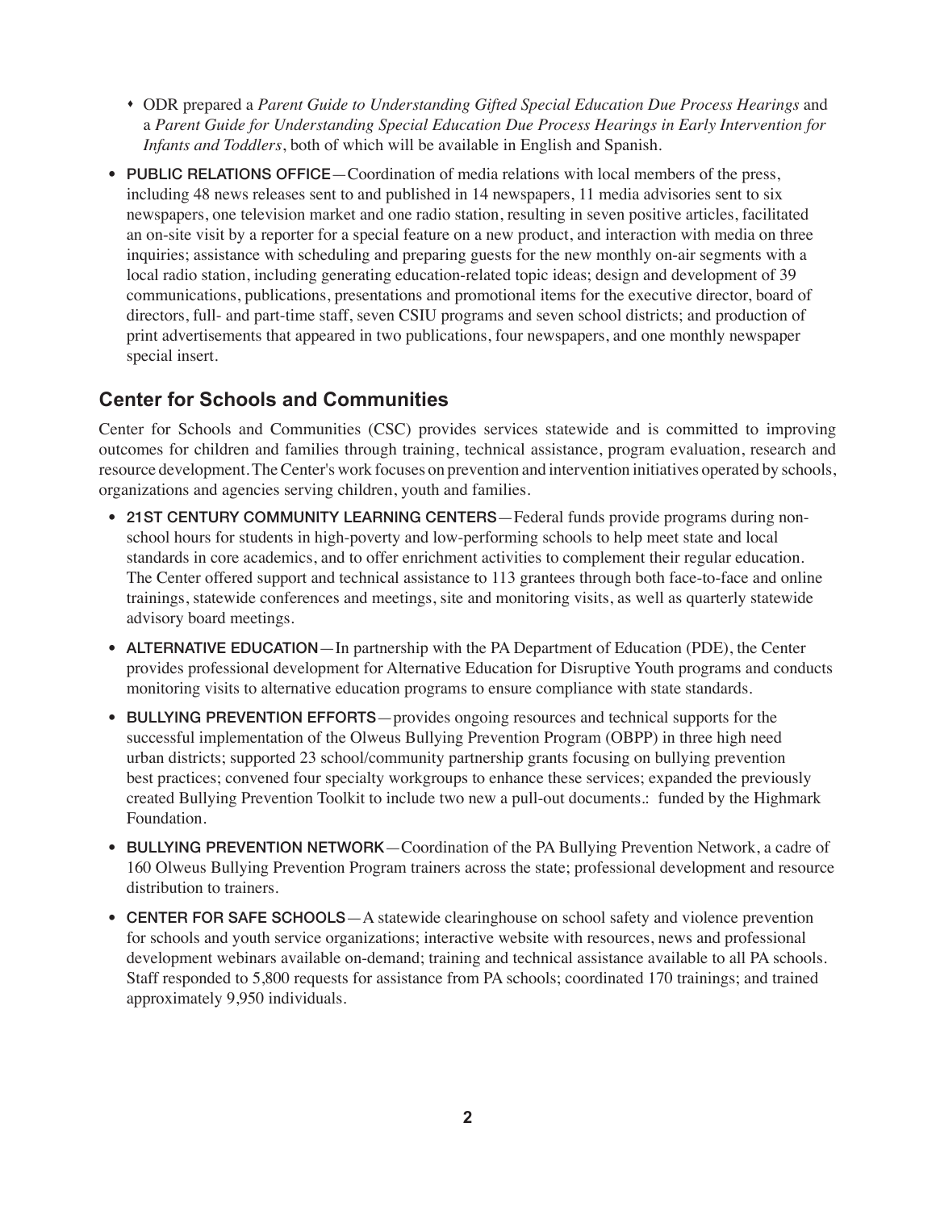- ODR prepared a *Parent Guide to Understanding Gifted Special Education Due Process Hearings* and a *Parent Guide for Understanding Special Education Due Process Hearings in Early Intervention for Infants and Toddlers*, both of which will be available in English and Spanish.

- PUBLIC RELATIONS OFFICE—Coordination of media relations with local members of the press, including 48 news releases sent to and published in 14 newspapers, 11 media advisories sent to six newspapers, one television market and one radio station, resulting in seven positive articles, facilitated an on-site visit by a reporter for a special feature on a new product, and interaction with media on three inquiries; assistance with scheduling and preparing guests for the new monthly on-air segments with a local radio station, including generating education-related topic ideas; design and development of 39 communications, publications, presentations and promotional items for the executive director, board of directors, full- and part-time staff, seven CSIU programs and seven school districts; and production of print advertisements that appeared in two publications, four newspapers, and one monthly newspaper special insert.

## Center for Schools and Communities

Center for Schools and Communities (CSC) provides services statewide and is committed to improving outcomes for children and families through training, technical assistance, program evaluation, research and resource development. The Center's work focuses on prevention and intervention initiatives operated by schools, organizations and agencies serving children, youth and families.

- 21ST CENTURY COMMUNITY LEARNING CENTERS—Federal funds provide programs during non-school hours for students in high-poverty and low-performing schools to help meet state and local standards in core academics, and to offer enrichment activities to complement their regular education. The Center offered support and technical assistance to 113 grantees through both face-to-face and online trainings, statewide conferences and meetings, site and monitoring visits, as well as quarterly statewide advisory board meetings.

- ALTERNATIVE EDUCATION—In partnership with the PA Department of Education (PDE), the Center provides professional development for Alternative Education for Disruptive Youth programs and conducts monitoring visits to alternative education programs to ensure compliance with state standards.

- BULLYING PREVENTION EFFORTS—provides ongoing resources and technical supports for the successful implementation of the Olweus Bullying Prevention Program (OBPP) in three high need urban districts; supported 23 school/community partnership grants focusing on bullying prevention best practices; convened four specialty workgroups to enhance these services; expanded the previously created Bullying Prevention Toolkit to include two new a pull-out documents.: funded by the Highmark Foundation.

- BULLYING PREVENTION NETWORK—Coordination of the PA Bullying Prevention Network, a cadre of 160 Olweus Bullying Prevention Program trainers across the state; professional development and resource distribution to trainers.

- CENTER FOR SAFE SCHOOLS—A statewide clearinghouse on school safety and violence prevention for schools and youth service organizations; interactive website with resources, news and professional development webinars available on-demand; training and technical assistance available to all PA schools. Staff responded to 5,800 requests for assistance from PA schools; coordinated 170 trainings; and trained approximately 9,950 individuals.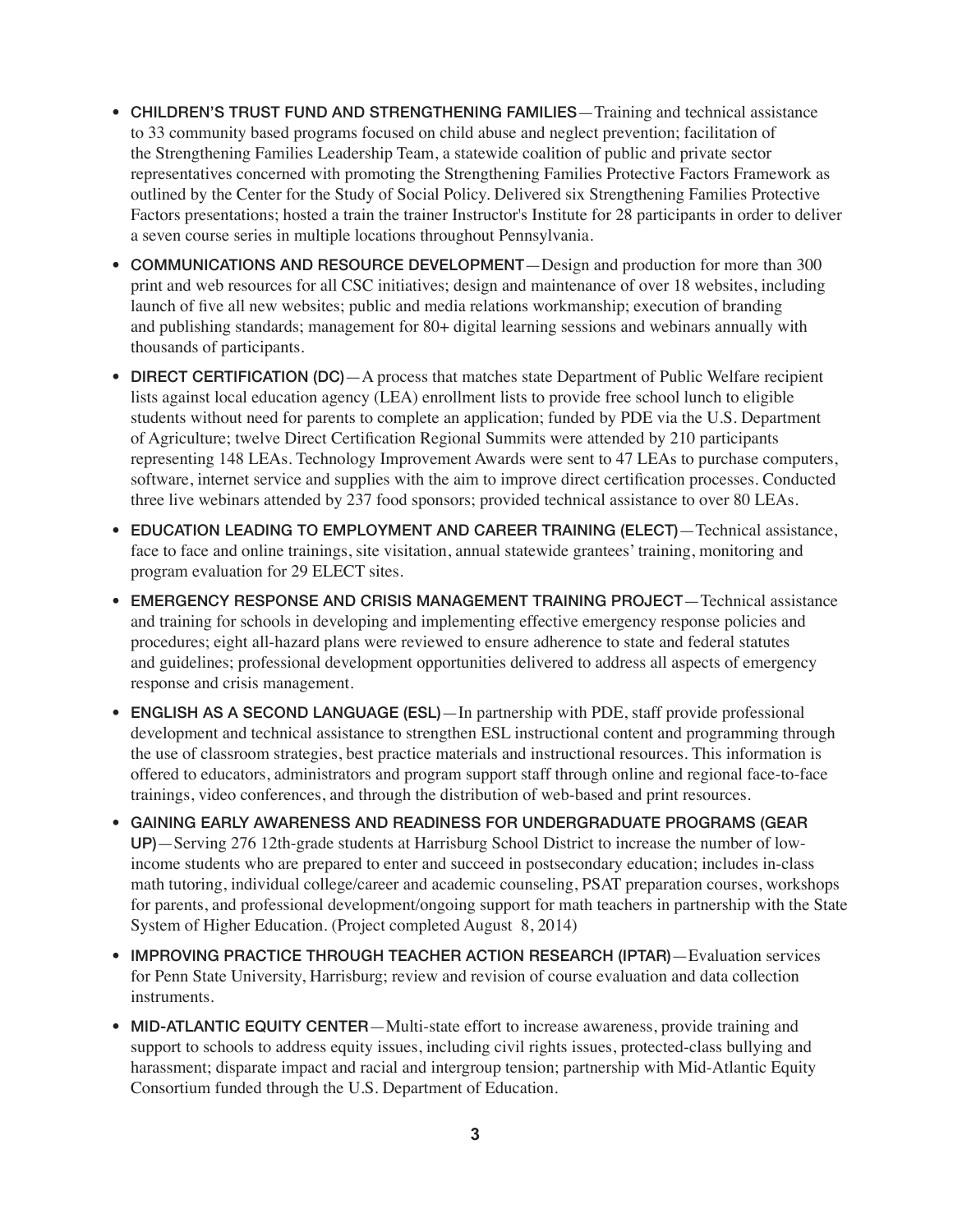- **CHILDREN'S TRUST FUND AND STRENGTHENING FAMILIES**—Training and technical assistance to 33 community based programs focused on child abuse and neglect prevention; facilitation of the Strengthening Families Leadership Team, a statewide coalition of public and private sector representatives concerned with promoting the Strengthening Families Protective Factors Framework as outlined by the Center for the Study of Social Policy. Delivered six Strengthening Families Protective Factors presentations; hosted a train the trainer Instructor's Institute for 28 participants in order to deliver a seven course series in multiple locations throughout Pennsylvania.
- **COMMUNICATIONS AND RESOURCE DEVELOPMENT**—Design and production for more than 300 print and web resources for all CSC initiatives; design and maintenance of over 18 websites, including launch of five all new websites; public and media relations workmanship; execution of branding and publishing standards; management for 80+ digital learning sessions and webinars annually with thousands of participants.
- **DIRECT CERTIFICATION (DC)**—A process that matches state Department of Public Welfare recipient lists against local education agency (LEA) enrollment lists to provide free school lunch to eligible students without need for parents to complete an application; funded by PDE via the U.S. Department of Agriculture; twelve Direct Certification Regional Summits were attended by 210 participants representing 148 LEAs. Technology Improvement Awards were sent to 47 LEAs to purchase computers, software, internet service and supplies with the aim to improve direct certification processes. Conducted three live webinars attended by 237 food sponsors; provided technical assistance to over 80 LEAs.
- **EDUCATION LEADING TO EMPLOYMENT AND CAREER TRAINING (ELECT)**—Technical assistance, face to face and online trainings, site visitation, annual statewide grantees' training, monitoring and program evaluation for 29 ELECT sites.
- **EMERGENCY RESPONSE AND CRISIS MANAGEMENT TRAINING PROJECT**—Technical assistance and training for schools in developing and implementing effective emergency response policies and procedures; eight all-hazard plans were reviewed to ensure adherence to state and federal statutes and guidelines; professional development opportunities delivered to address all aspects of emergency response and crisis management.
- **ENGLISH AS A SECOND LANGUAGE (ESL)**—In partnership with PDE, staff provide professional development and technical assistance to strengthen ESL instructional content and programming through the use of classroom strategies, best practice materials and instructional resources. This information is offered to educators, administrators and program support staff through online and regional face-to-face trainings, video conferences, and through the distribution of web-based and print resources.
- **GAINING EARLY AWARENESS AND READINESS FOR UNDERGRADUATE PROGRAMS (GEAR UP)**—Serving 276 12th-grade students at Harrisburg School District to increase the number of low-income students who are prepared to enter and succeed in postsecondary education; includes in-class math tutoring, individual college/career and academic counseling, PSAT preparation courses, workshops for parents, and professional development/ongoing support for math teachers in partnership with the State System of Higher Education. (Project completed August 8, 2014)
- **IMPROVING PRACTICE THROUGH TEACHER ACTION RESEARCH (IPTAR)**—Evaluation services for Penn State University, Harrisburg; review and revision of course evaluation and data collection instruments.
- **MID-ATLANTIC EQUITY CENTER**—Multi-state effort to increase awareness, provide training and support to schools to address equity issues, including civil rights issues, protected-class bullying and harassment; disparate impact and racial and intergroup tension; partnership with Mid-Atlantic Equity Consortium funded through the U.S. Department of Education.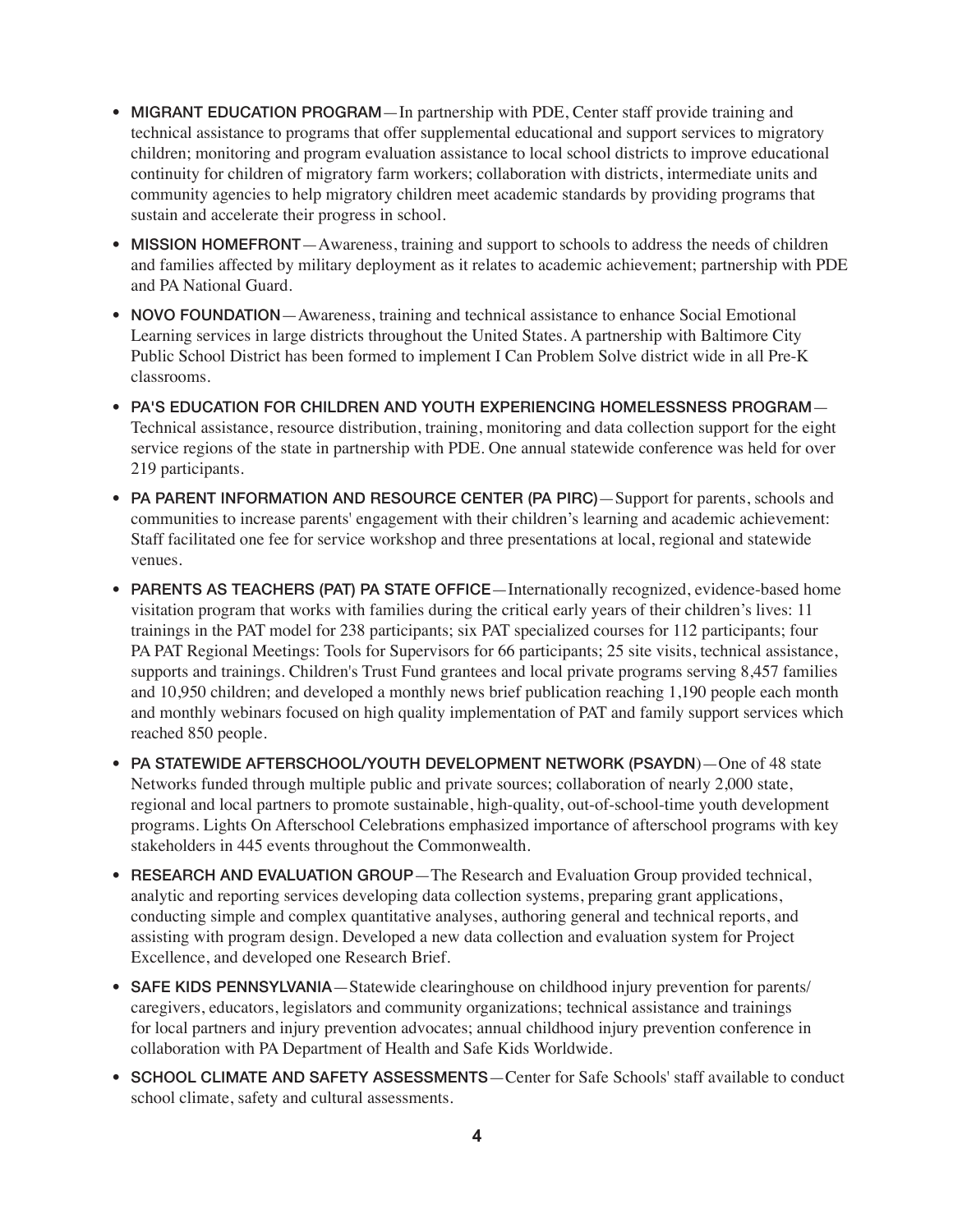- **MIGRANT EDUCATION PROGRAM**—In partnership with PDE, Center staff provide training and technical assistance to programs that offer supplemental educational and support services to migratory children; monitoring and program evaluation assistance to local school districts to improve educational continuity for children of migratory farm workers; collaboration with districts, intermediate units and community agencies to help migratory children meet academic standards by providing programs that sustain and accelerate their progress in school.
- **MISSION HOMEFRONT**—Awareness, training and support to schools to address the needs of children and families affected by military deployment as it relates to academic achievement; partnership with PDE and PA National Guard.
- **NOVO FOUNDATION**—Awareness, training and technical assistance to enhance Social Emotional Learning services in large districts throughout the United States. A partnership with Baltimore City Public School District has been formed to implement I Can Problem Solve district wide in all Pre-K classrooms.
- **PA'S EDUCATION FOR CHILDREN AND YOUTH EXPERIENCING HOMELESSNESS PROGRAM**—Technical assistance, resource distribution, training, monitoring and data collection support for the eight service regions of the state in partnership with PDE. One annual statewide conference was held for over 219 participants.
- **PA PARENT INFORMATION AND RESOURCE CENTER (PA PIRC)**—Support for parents, schools and communities to increase parents' engagement with their children's learning and academic achievement: Staff facilitated one fee for service workshop and three presentations at local, regional and statewide venues.
- **PARENTS AS TEACHERS (PAT) PA STATE OFFICE**—Internationally recognized, evidence-based home visitation program that works with families during the critical early years of their children's lives: 11 trainings in the PAT model for 238 participants; six PAT specialized courses for 112 participants; four PA PAT Regional Meetings: Tools for Supervisors for 66 participants; 25 site visits, technical assistance, supports and trainings. Children's Trust Fund grantees and local private programs serving 8,457 families and 10,950 children; and developed a monthly news brief publication reaching 1,190 people each month and monthly webinars focused on high quality implementation of PAT and family support services which reached 850 people.
- **PA STATEWIDE AFTERSCHOOL/YOUTH DEVELOPMENT NETWORK (PSAYDN)**—One of 48 state Networks funded through multiple public and private sources; collaboration of nearly 2,000 state, regional and local partners to promote sustainable, high-quality, out-of-school-time youth development programs. Lights On Afterschool Celebrations emphasized importance of afterschool programs with key stakeholders in 445 events throughout the Commonwealth.
- **RESEARCH AND EVALUATION GROUP**—The Research and Evaluation Group provided technical, analytic and reporting services developing data collection systems, preparing grant applications, conducting simple and complex quantitative analyses, authoring general and technical reports, and assisting with program design. Developed a new data collection and evaluation system for Project Excellence, and developed one Research Brief.
- **SAFE KIDS PENNSYLVANIA**—Statewide clearinghouse on childhood injury prevention for parents/caregivers, educators, legislators and community organizations; technical assistance and trainings for local partners and injury prevention advocates; annual childhood injury prevention conference in collaboration with PA Department of Health and Safe Kids Worldwide.
- **SCHOOL CLIMATE AND SAFETY ASSESSMENTS**—Center for Safe Schools' staff available to conduct school climate, safety and cultural assessments.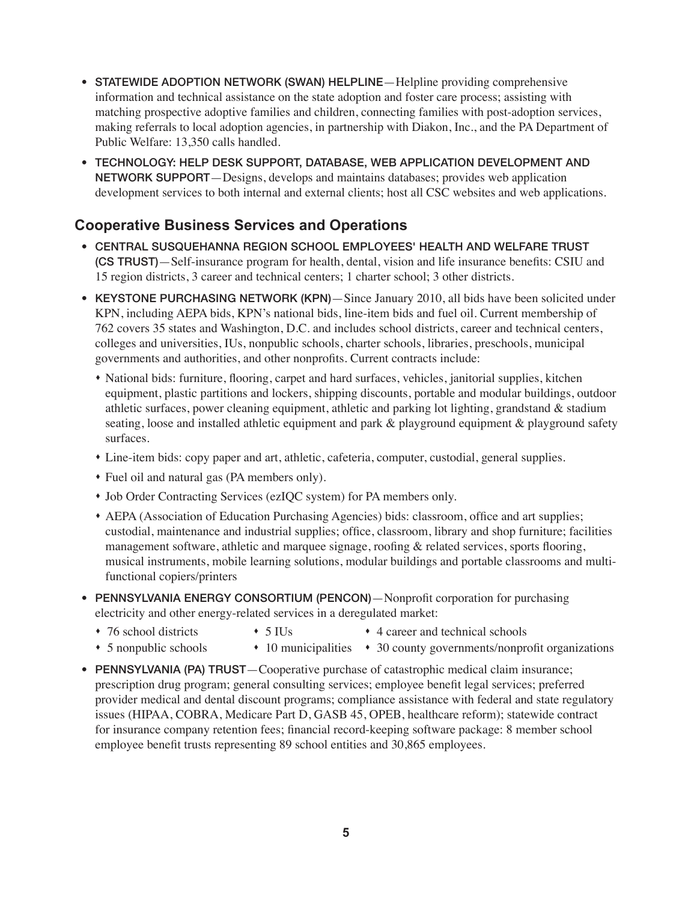- **STATEWIDE ADOPTION NETWORK (SWAN) HELPLINE**—Helpline providing comprehensive information and technical assistance on the state adoption and foster care process; assisting with matching prospective adoptive families and children, connecting families with post-adoption services, making referrals to local adoption agencies, in partnership with Diakon, Inc., and the PA Department of Public Welfare: 13,350 calls handled.
- **TECHNOLOGY: HELP DESK SUPPORT, DATABASE, WEB APPLICATION DEVELOPMENT AND NETWORK SUPPORT**—Designs, develops and maintains databases; provides web application development services to both internal and external clients; host all CSC websites and web applications.

## Cooperative Business Services and Operations

- **CENTRAL SUSQUEHANNA REGION SCHOOL EMPLOYEES' HEALTH AND WELFARE TRUST (CS TRUST)**—Self-insurance program for health, dental, vision and life insurance benefits: CSIU and 15 region districts, 3 career and technical centers; 1 charter school; 3 other districts.
- **KEYSTONE PURCHASING NETWORK (KPN)**—Since January 2010, all bids have been solicited under KPN, including AEPA bids, KPN's national bids, line-item bids and fuel oil. Current membership of 762 covers 35 states and Washington, D.C. and includes school districts, career and technical centers, colleges and universities, IUs, nonpublic schools, charter schools, libraries, preschools, municipal governments and authorities, and other nonprofits. Current contracts include:
  - National bids: furniture, flooring, carpet and hard surfaces, vehicles, janitorial supplies, kitchen equipment, plastic partitions and lockers, shipping discounts, portable and modular buildings, outdoor athletic surfaces, power cleaning equipment, athletic and parking lot lighting, grandstand & stadium seating, loose and installed athletic equipment and park & playground equipment & playground safety surfaces.
  - Line-item bids: copy paper and art, athletic, cafeteria, computer, custodial, general supplies.
  - Fuel oil and natural gas (PA members only).
  - Job Order Contracting Services (ezIQC system) for PA members only.
  - AEPA (Association of Education Purchasing Agencies) bids: classroom, office and art supplies; custodial, maintenance and industrial supplies; office, classroom, library and shop furniture; facilities management software, athletic and marquee signage, roofing & related services, sports flooring, musical instruments, mobile learning solutions, modular buildings and portable classrooms and multi-functional copiers/printers
- **PENNSYLVANIA ENERGY CONSORTIUM (PENCON)**—Nonprofit corporation for purchasing electricity and other energy-related services in a deregulated market:
  - 76 school districts
  - 5 IUs
  - 4 career and technical schools
  - 5 nonpublic schools
  - 10 municipalities
  - 30 county governments/nonprofit organizations
- **PENNSYLVANIA (PA) TRUST**—Cooperative purchase of catastrophic medical claim insurance; prescription drug program; general consulting services; employee benefit legal services; preferred provider medical and dental discount programs; compliance assistance with federal and state regulatory issues (HIPAA, COBRA, Medicare Part D, GASB 45, OPEB, healthcare reform); statewide contract for insurance company retention fees; financial record-keeping software package: 8 member school employee benefit trusts representing 89 school entities and 30,865 employees.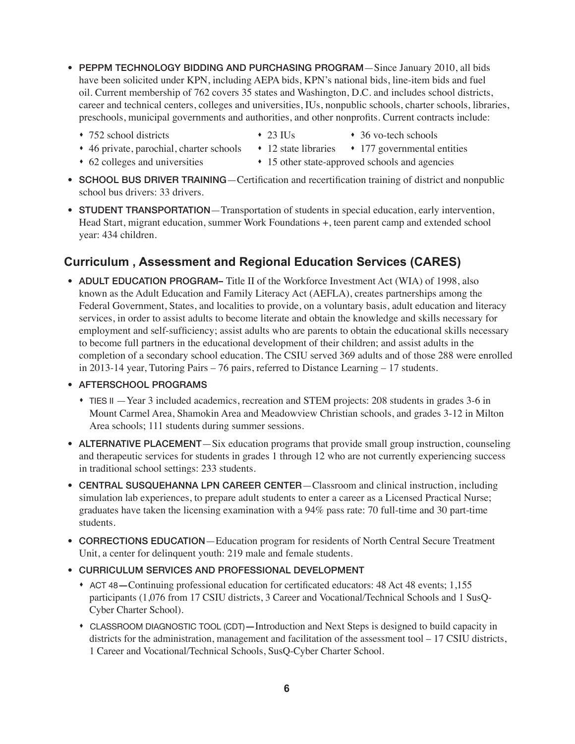- **PEPPM TECHNOLOGY BIDDING AND PURCHASING PROGRAM**—Since January 2010, all bids have been solicited under KPN, including AEPA bids, KPN's national bids, line-item bids and fuel oil. Current membership of 762 covers 35 states and Washington, D.C. and includes school districts, career and technical centers, colleges and universities, IUs, nonpublic schools, charter schools, libraries, preschools, municipal governments and authorities, and other nonprofits. Current contracts include:
  - 752 school districts
  - 23 IUs
  - 36 vo-tech schools
  - 46 private, parochial, charter schools
  - 12 state libraries
  - 177 governmental entities
  - 62 colleges and universities
  - 15 other state-approved schools and agencies
- **SCHOOL BUS DRIVER TRAINING**—Certification and recertification training of district and nonpublic school bus drivers: 33 drivers.
- **STUDENT TRANSPORTATION**—Transportation of students in special education, early intervention, Head Start, migrant education, summer Work Foundations +, teen parent camp and extended school year: 434 children.

## Curriculum , Assessment and Regional Education Services (CARES)

- **ADULT EDUCATION PROGRAM–** Title II of the Workforce Investment Act (WIA) of 1998, also known as the Adult Education and Family Literacy Act (AEFLA), creates partnerships among the Federal Government, States, and localities to provide, on a voluntary basis, adult education and literacy services, in order to assist adults to become literate and obtain the knowledge and skills necessary for employment and self-sufficiency; assist adults who are parents to obtain the educational skills necessary to become full partners in the educational development of their children; and assist adults in the completion of a secondary school education. The CSIU served 369 adults and of those 288 were enrolled in 2013-14 year, Tutoring Pairs – 76 pairs, referred to Distance Learning – 17 students.
- **AFTERSCHOOL PROGRAMS**
  - TIES II —Year 3 included academics, recreation and STEM projects: 208 students in grades 3-6 in Mount Carmel Area, Shamokin Area and Meadowview Christian schools, and grades 3-12 in Milton Area schools; 111 students during summer sessions.
- **ALTERNATIVE PLACEMENT**—Six education programs that provide small group instruction, counseling and therapeutic services for students in grades 1 through 12 who are not currently experiencing success in traditional school settings: 233 students.
- **CENTRAL SUSQUEHANNA LPN CAREER CENTER**—Classroom and clinical instruction, including simulation lab experiences, to prepare adult students to enter a career as a Licensed Practical Nurse; graduates have taken the licensing examination with a 94% pass rate: 70 full-time and 30 part-time students.
- **CORRECTIONS EDUCATION**—Education program for residents of North Central Secure Treatment Unit, a center for delinquent youth: 219 male and female students.
- **CURRICULUM SERVICES AND PROFESSIONAL DEVELOPMENT**
  - ACT 48—Continuing professional education for certificated educators: 48 Act 48 events; 1,155 participants (1,076 from 17 CSIU districts, 3 Career and Vocational/Technical Schools and 1 SusQ-Cyber Charter School).
  - CLASSROOM DIAGNOSTIC TOOL (CDT)—Introduction and Next Steps is designed to build capacity in districts for the administration, management and facilitation of the assessment tool – 17 CSIU districts, 1 Career and Vocational/Technical Schools, SusQ-Cyber Charter School.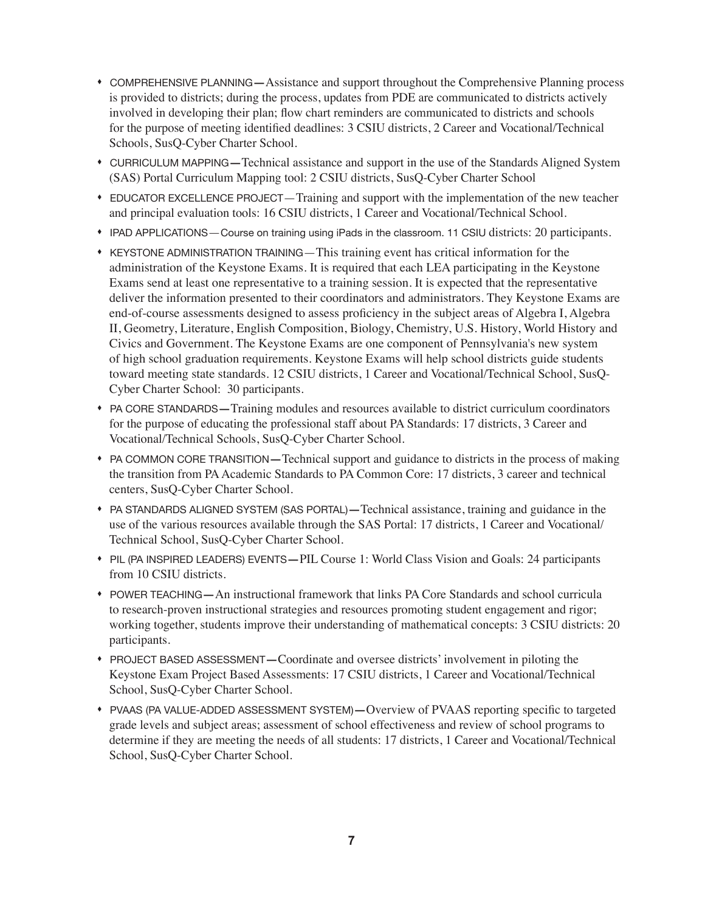- COMPREHENSIVE PLANNING—Assistance and support throughout the Comprehensive Planning process is provided to districts; during the process, updates from PDE are communicated to districts actively involved in developing their plan; flow chart reminders are communicated to districts and schools for the purpose of meeting identified deadlines: 3 CSIU districts, 2 Career and Vocational/Technical Schools, SusQ-Cyber Charter School.
- CURRICULUM MAPPING—Technical assistance and support in the use of the Standards Aligned System (SAS) Portal Curriculum Mapping tool: 2 CSIU districts, SusQ-Cyber Charter School
- EDUCATOR EXCELLENCE PROJECT—Training and support with the implementation of the new teacher and principal evaluation tools: 16 CSIU districts, 1 Career and Vocational/Technical School.
- IPAD APPLICATIONS—Course on training using iPads in the classroom. 11 CSIU districts: 20 participants.
- KEYSTONE ADMINISTRATION TRAINING—This training event has critical information for the administration of the Keystone Exams. It is required that each LEA participating in the Keystone Exams send at least one representative to a training session. It is expected that the representative deliver the information presented to their coordinators and administrators. They Keystone Exams are end-of-course assessments designed to assess proficiency in the subject areas of Algebra I, Algebra II, Geometry, Literature, English Composition, Biology, Chemistry, U.S. History, World History and Civics and Government. The Keystone Exams are one component of Pennsylvania's new system of high school graduation requirements. Keystone Exams will help school districts guide students toward meeting state standards. 12 CSIU districts, 1 Career and Vocational/Technical School, SusQ-Cyber Charter School: 30 participants.
- PA CORE STANDARDS—Training modules and resources available to district curriculum coordinators for the purpose of educating the professional staff about PA Standards: 17 districts, 3 Career and Vocational/Technical Schools, SusQ-Cyber Charter School.
- PA COMMON CORE TRANSITION—Technical support and guidance to districts in the process of making the transition from PA Academic Standards to PA Common Core: 17 districts, 3 career and technical centers, SusQ-Cyber Charter School.
- PA STANDARDS ALIGNED SYSTEM (SAS PORTAL)—Technical assistance, training and guidance in the use of the various resources available through the SAS Portal: 17 districts, 1 Career and Vocational/Technical School, SusQ-Cyber Charter School.
- PIL (PA INSPIRED LEADERS) EVENTS—PIL Course 1: World Class Vision and Goals: 24 participants from 10 CSIU districts.
- POWER TEACHING—An instructional framework that links PA Core Standards and school curricula to research-proven instructional strategies and resources promoting student engagement and rigor; working together, students improve their understanding of mathematical concepts: 3 CSIU districts: 20 participants.
- PROJECT BASED ASSESSMENT—Coordinate and oversee districts' involvement in piloting the Keystone Exam Project Based Assessments: 17 CSIU districts, 1 Career and Vocational/Technical School, SusQ-Cyber Charter School.
- PVAAS (PA VALUE-ADDED ASSESSMENT SYSTEM)—Overview of PVAAS reporting specific to targeted grade levels and subject areas; assessment of school effectiveness and review of school programs to determine if they are meeting the needs of all students: 17 districts, 1 Career and Vocational/Technical School, SusQ-Cyber Charter School.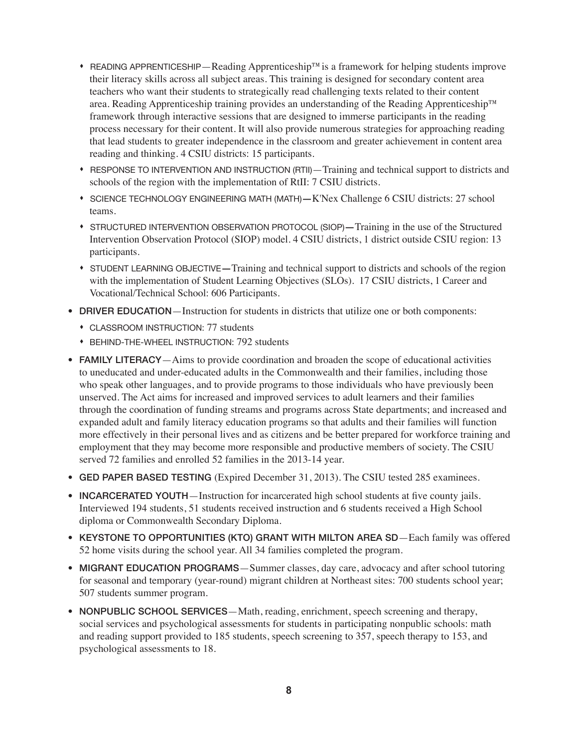- READING APPRENTICESHIP—Reading Apprenticeship™ is a framework for helping students improve their literacy skills across all subject areas. This training is designed for secondary content area teachers who want their students to strategically read challenging texts related to their content area. Reading Apprenticeship training provides an understanding of the Reading Apprenticeship™ framework through interactive sessions that are designed to immerse participants in the reading process necessary for their content. It will also provide numerous strategies for approaching reading that lead students to greater independence in the classroom and greater achievement in content area reading and thinking. 4 CSIU districts: 15 participants.
- RESPONSE TO INTERVENTION AND INSTRUCTION (RTII)—Training and technical support to districts and schools of the region with the implementation of RtII: 7 CSIU districts.
- SCIENCE TECHNOLOGY ENGINEERING MATH (MATH)—K'Nex Challenge 6 CSIU districts: 27 school teams.
- STRUCTURED INTERVENTION OBSERVATION PROTOCOL (SIOP)—Training in the use of the Structured Intervention Observation Protocol (SIOP) model. 4 CSIU districts, 1 district outside CSIU region: 13 participants.
- STUDENT LEARNING OBJECTIVE—Training and technical support to districts and schools of the region with the implementation of Student Learning Objectives (SLOs). 17 CSIU districts, 1 Career and Vocational/Technical School: 606 Participants.

- **DRIVER EDUCATION**—Instruction for students in districts that utilize one or both components:
  - CLASSROOM INSTRUCTION: 77 students
  - BEHIND-THE-WHEEL INSTRUCTION: 792 students
- **FAMILY LITERACY**—Aims to provide coordination and broaden the scope of educational activities to uneducated and under-educated adults in the Commonwealth and their families, including those who speak other languages, and to provide programs to those individuals who have previously been unserved. The Act aims for increased and improved services to adult learners and their families through the coordination of funding streams and programs across State departments; and increased and expanded adult and family literacy education programs so that adults and their families will function more effectively in their personal lives and as citizens and be better prepared for workforce training and employment that they may become more responsible and productive members of society. The CSIU served 72 families and enrolled 52 families in the 2013-14 year.
- **GED PAPER BASED TESTING** (Expired December 31, 2013). The CSIU tested 285 examinees.
- **INCARCERATED YOUTH**—Instruction for incarcerated high school students at five county jails. Interviewed 194 students, 51 students received instruction and 6 students received a High School diploma or Commonwealth Secondary Diploma.
- **KEYSTONE TO OPPORTUNITIES (KTO) GRANT WITH MILTON AREA SD**—Each family was offered 52 home visits during the school year. All 34 families completed the program.
- **MIGRANT EDUCATION PROGRAMS**—Summer classes, day care, advocacy and after school tutoring for seasonal and temporary (year-round) migrant children at Northeast sites: 700 students school year; 507 students summer program.
- **NONPUBLIC SCHOOL SERVICES**—Math, reading, enrichment, speech screening and therapy, social services and psychological assessments for students in participating nonpublic schools: math and reading support provided to 185 students, speech screening to 357, speech therapy to 153, and psychological assessments to 18.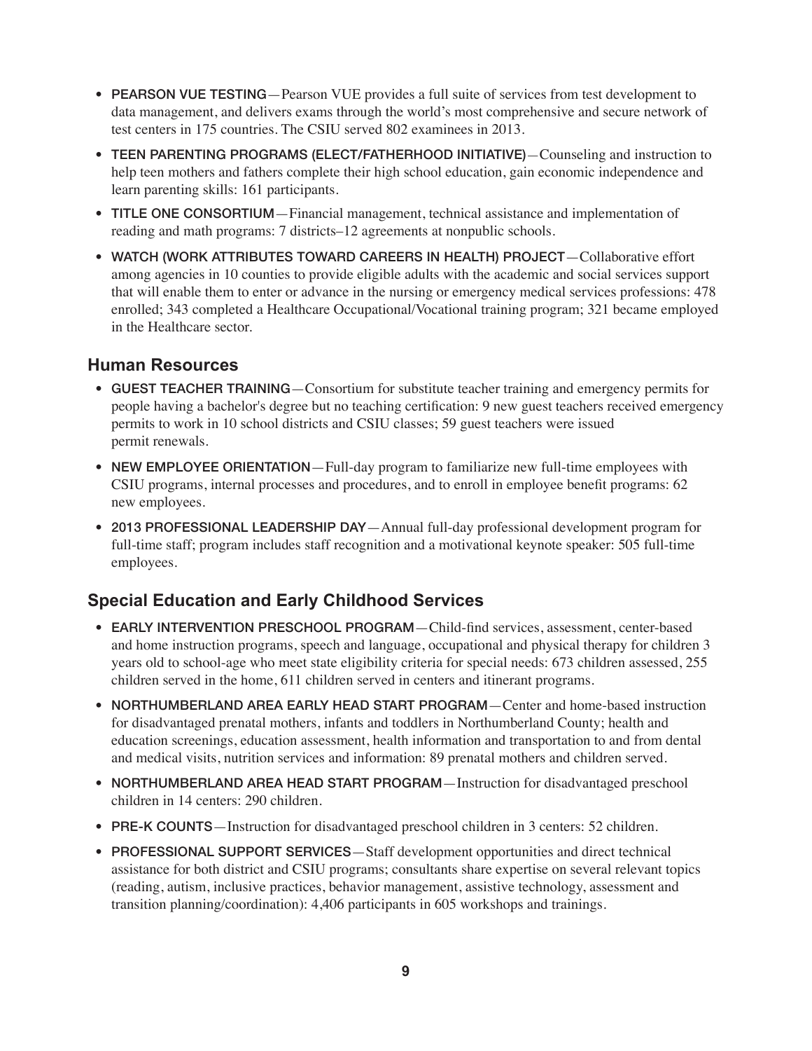- **PEARSON VUE TESTING**—Pearson VUE provides a full suite of services from test development to data management, and delivers exams through the world's most comprehensive and secure network of test centers in 175 countries. The CSIU served 802 examinees in 2013.
- **TEEN PARENTING PROGRAMS (ELECT/FATHERHOOD INITIATIVE)**—Counseling and instruction to help teen mothers and fathers complete their high school education, gain economic independence and learn parenting skills: 161 participants.
- **TITLE ONE CONSORTIUM**—Financial management, technical assistance and implementation of reading and math programs: 7 districts–12 agreements at nonpublic schools.
- **WATCH (WORK ATTRIBUTES TOWARD CAREERS IN HEALTH) PROJECT**—Collaborative effort among agencies in 10 counties to provide eligible adults with the academic and social services support that will enable them to enter or advance in the nursing or emergency medical services professions: 478 enrolled; 343 completed a Healthcare Occupational/Vocational training program; 321 became employed in the Healthcare sector.

## Human Resources

- **GUEST TEACHER TRAINING**—Consortium for substitute teacher training and emergency permits for people having a bachelor's degree but no teaching certification: 9 new guest teachers received emergency permits to work in 10 school districts and CSIU classes; 59 guest teachers were issued permit renewals.
- **NEW EMPLOYEE ORIENTATION**—Full-day program to familiarize new full-time employees with CSIU programs, internal processes and procedures, and to enroll in employee benefit programs: 62 new employees.
- **2013 PROFESSIONAL LEADERSHIP DAY**—Annual full-day professional development program for full-time staff; program includes staff recognition and a motivational keynote speaker: 505 full-time employees.

## Special Education and Early Childhood Services

- **EARLY INTERVENTION PRESCHOOL PROGRAM**—Child-find services, assessment, center-based and home instruction programs, speech and language, occupational and physical therapy for children 3 years old to school-age who meet state eligibility criteria for special needs: 673 children assessed, 255 children served in the home, 611 children served in centers and itinerant programs.
- **NORTHUMBERLAND AREA EARLY HEAD START PROGRAM**—Center and home-based instruction for disadvantaged prenatal mothers, infants and toddlers in Northumberland County; health and education screenings, education assessment, health information and transportation to and from dental and medical visits, nutrition services and information: 89 prenatal mothers and children served.
- **NORTHUMBERLAND AREA HEAD START PROGRAM**—Instruction for disadvantaged preschool children in 14 centers: 290 children.
- **PRE-K COUNTS**—Instruction for disadvantaged preschool children in 3 centers: 52 children.
- **PROFESSIONAL SUPPORT SERVICES**—Staff development opportunities and direct technical assistance for both district and CSIU programs; consultants share expertise on several relevant topics (reading, autism, inclusive practices, behavior management, assistive technology, assessment and transition planning/coordination): 4,406 participants in 605 workshops and trainings.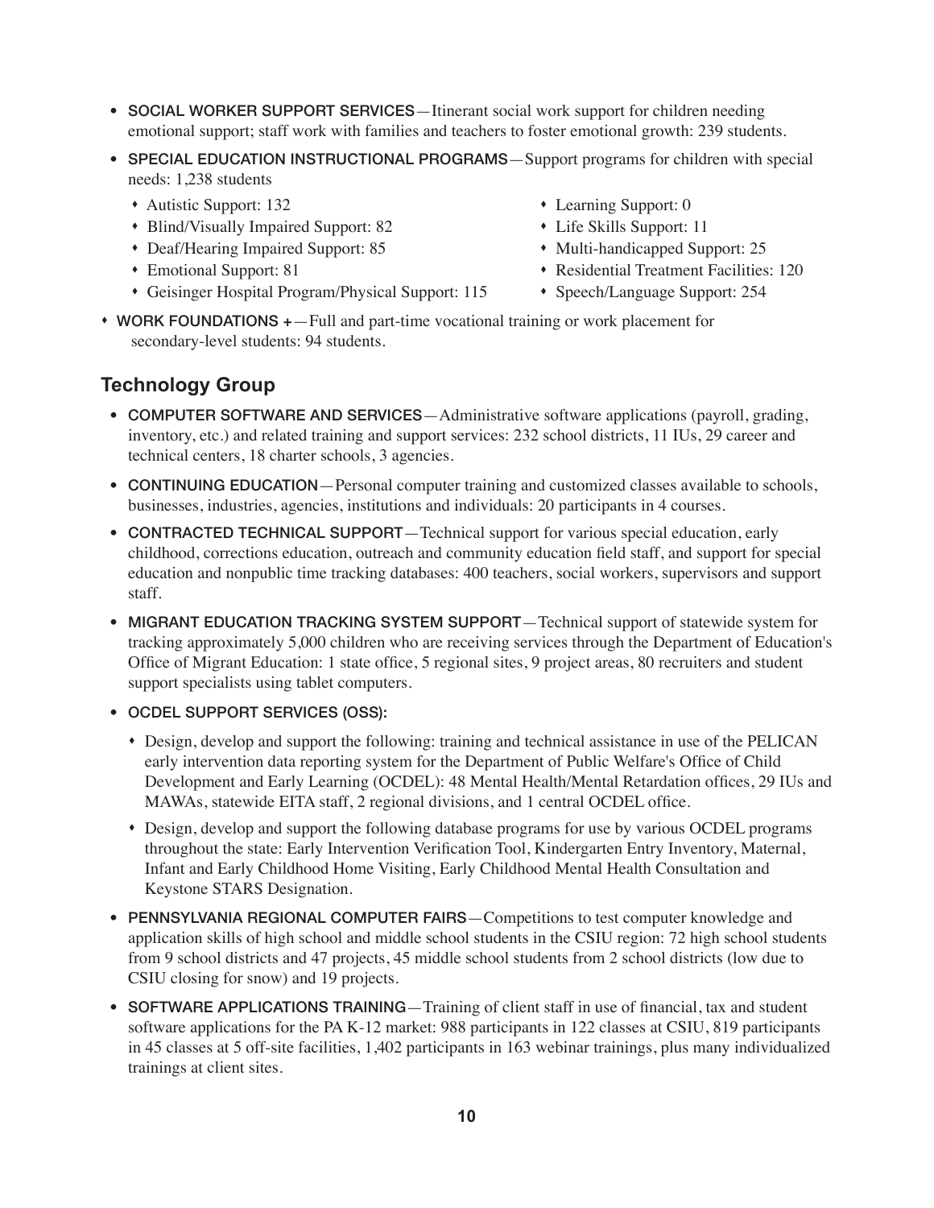- **SOCIAL WORKER SUPPORT SERVICES**—Itinerant social work support for children needing emotional support; staff work with families and teachers to foster emotional growth: 239 students.
- **SPECIAL EDUCATION INSTRUCTIONAL PROGRAMS**—Support programs for children with special needs: 1,238 students
  - Autistic Support: 132
  - Blind/Visually Impaired Support: 82
  - Deaf/Hearing Impaired Support: 85
  - Emotional Support: 81
  - Geisinger Hospital Program/Physical Support: 115
  - Learning Support: 0
  - Life Skills Support: 11
  - Multi-handicapped Support: 25
  - Residential Treatment Facilities: 120
  - Speech/Language Support: 254
- **WORK FOUNDATIONS +**—Full and part-time vocational training or work placement for secondary-level students: 94 students.

## Technology Group

- **COMPUTER SOFTWARE AND SERVICES**—Administrative software applications (payroll, grading, inventory, etc.) and related training and support services: 232 school districts, 11 IUs, 29 career and technical centers, 18 charter schools, 3 agencies.
- **CONTINUING EDUCATION**—Personal computer training and customized classes available to schools, businesses, industries, agencies, institutions and individuals: 20 participants in 4 courses.
- **CONTRACTED TECHNICAL SUPPORT**—Technical support for various special education, early childhood, corrections education, outreach and community education field staff, and support for special education and nonpublic time tracking databases: 400 teachers, social workers, supervisors and support staff.
- **MIGRANT EDUCATION TRACKING SYSTEM SUPPORT**—Technical support of statewide system for tracking approximately 5,000 children who are receiving services through the Department of Education's Office of Migrant Education: 1 state office, 5 regional sites, 9 project areas, 80 recruiters and student support specialists using tablet computers.
- **OCDEL SUPPORT SERVICES (OSS):**
  - Design, develop and support the following: training and technical assistance in use of the PELICAN early intervention data reporting system for the Department of Public Welfare's Office of Child Development and Early Learning (OCDEL): 48 Mental Health/Mental Retardation offices, 29 IUs and MAWAs, statewide EITA staff, 2 regional divisions, and 1 central OCDEL office.
  - Design, develop and support the following database programs for use by various OCDEL programs throughout the state: Early Intervention Verification Tool, Kindergarten Entry Inventory, Maternal, Infant and Early Childhood Home Visiting, Early Childhood Mental Health Consultation and Keystone STARS Designation.
- **PENNSYLVANIA REGIONAL COMPUTER FAIRS**—Competitions to test computer knowledge and application skills of high school and middle school students in the CSIU region: 72 high school students from 9 school districts and 47 projects, 45 middle school students from 2 school districts (low due to CSIU closing for snow) and 19 projects.
- **SOFTWARE APPLICATIONS TRAINING**—Training of client staff in use of financial, tax and student software applications for the PA K-12 market: 988 participants in 122 classes at CSIU, 819 participants in 45 classes at 5 off-site facilities, 1,402 participants in 163 webinar trainings, plus many individualized trainings at client sites.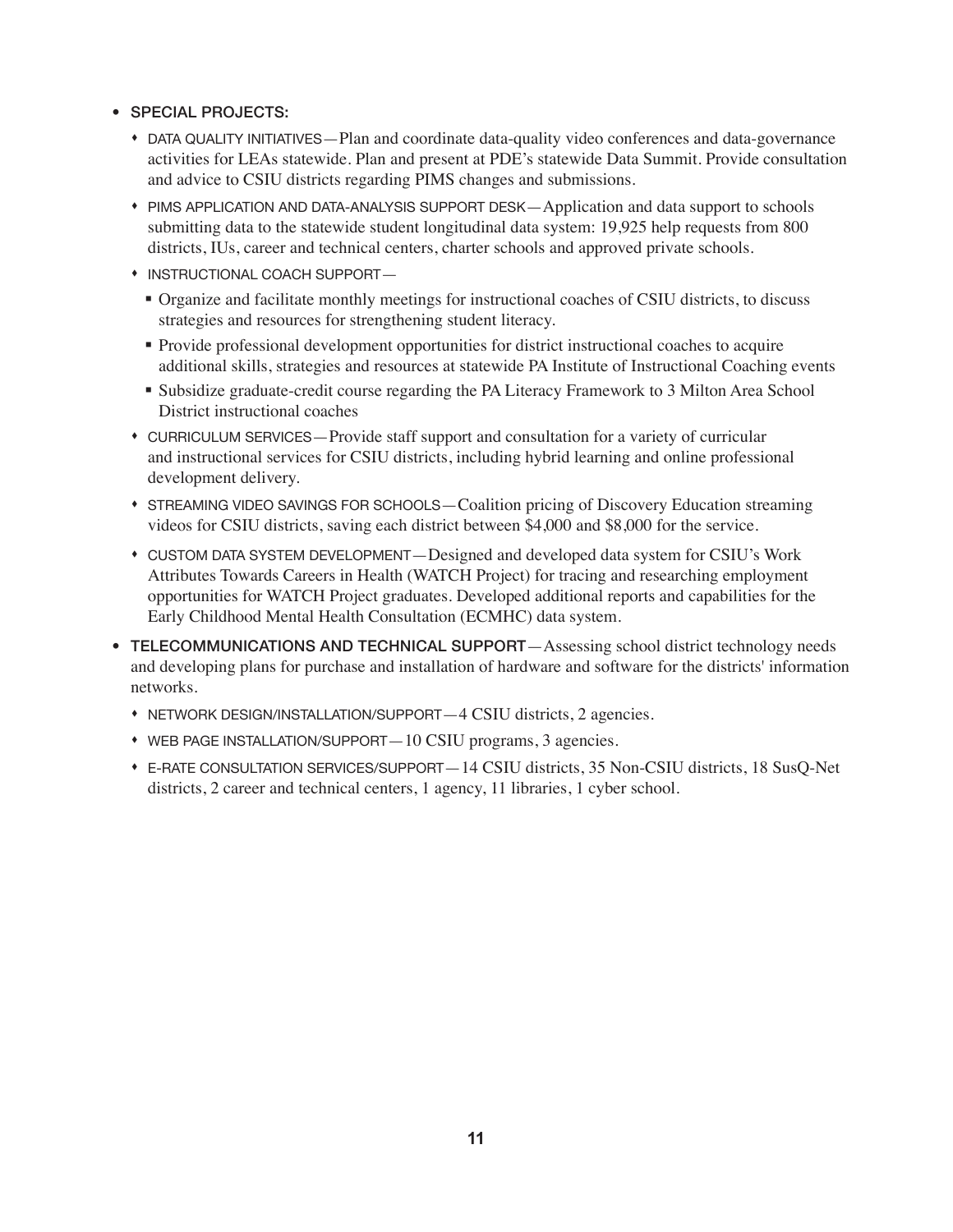- **SPECIAL PROJECTS:**
  - DATA QUALITY INITIATIVES—Plan and coordinate data-quality video conferences and data-governance activities for LEAs statewide. Plan and present at PDE's statewide Data Summit. Provide consultation and advice to CSIU districts regarding PIMS changes and submissions.
  - PIMS APPLICATION AND DATA-ANALYSIS SUPPORT DESK—Application and data support to schools submitting data to the statewide student longitudinal data system: 19,925 help requests from 800 districts, IUs, career and technical centers, charter schools and approved private schools.
  - INSTRUCTIONAL COACH SUPPORT—
    - Organize and facilitate monthly meetings for instructional coaches of CSIU districts, to discuss strategies and resources for strengthening student literacy.
    - Provide professional development opportunities for district instructional coaches to acquire additional skills, strategies and resources at statewide PA Institute of Instructional Coaching events
    - Subsidize graduate-credit course regarding the PA Literacy Framework to 3 Milton Area School District instructional coaches
  - CURRICULUM SERVICES—Provide staff support and consultation for a variety of curricular and instructional services for CSIU districts, including hybrid learning and online professional development delivery.
  - STREAMING VIDEO SAVINGS FOR SCHOOLS—Coalition pricing of Discovery Education streaming videos for CSIU districts, saving each district between $4,000 and $8,000 for the service.
  - CUSTOM DATA SYSTEM DEVELOPMENT—Designed and developed data system for CSIU's Work Attributes Towards Careers in Health (WATCH Project) for tracing and researching employment opportunities for WATCH Project graduates. Developed additional reports and capabilities for the Early Childhood Mental Health Consultation (ECMHC) data system.
- **TELECOMMUNICATIONS AND TECHNICAL SUPPORT**—Assessing school district technology needs and developing plans for purchase and installation of hardware and software for the districts' information networks.
  - NETWORK DESIGN/INSTALLATION/SUPPORT—4 CSIU districts, 2 agencies.
  - WEB PAGE INSTALLATION/SUPPORT—10 CSIU programs, 3 agencies.
  - E-RATE CONSULTATION SERVICES/SUPPORT—14 CSIU districts, 35 Non-CSIU districts, 18 SusQ-Net districts, 2 career and technical centers, 1 agency, 11 libraries, 1 cyber school.